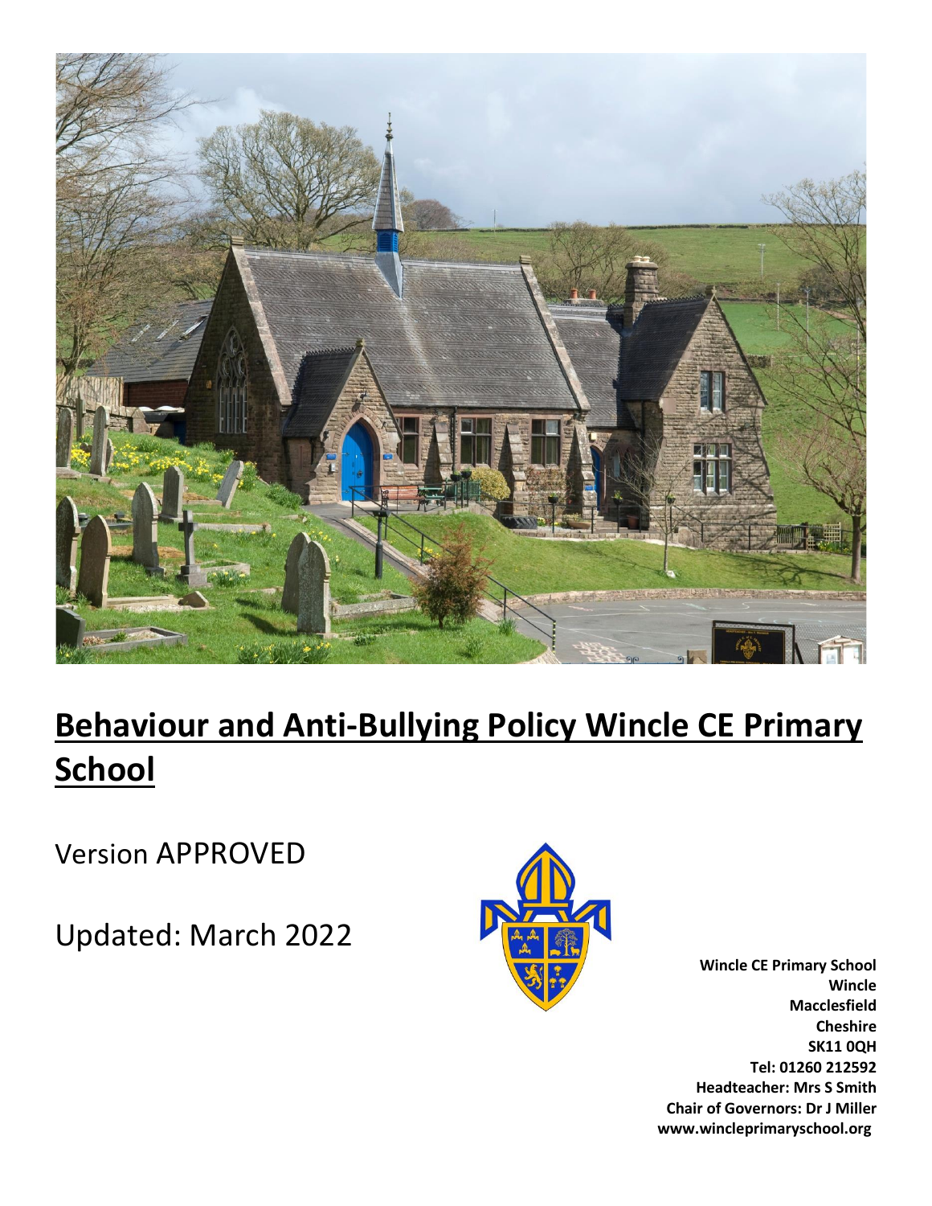# Behaviour and Anti-Bullying Policy Wincle CE Primary School

Version APPROVED

Updated: March 2022

**Wincle CE Primary School**
**Wincle**
**Macclesfield**
**Cheshire**
**SK11 0QH**
**Tel: 01260 212592**
**Headteacher: Mrs S Smith**
**Chair of Governors: Dr J Miller**
**www.wincleprimaryschool.org**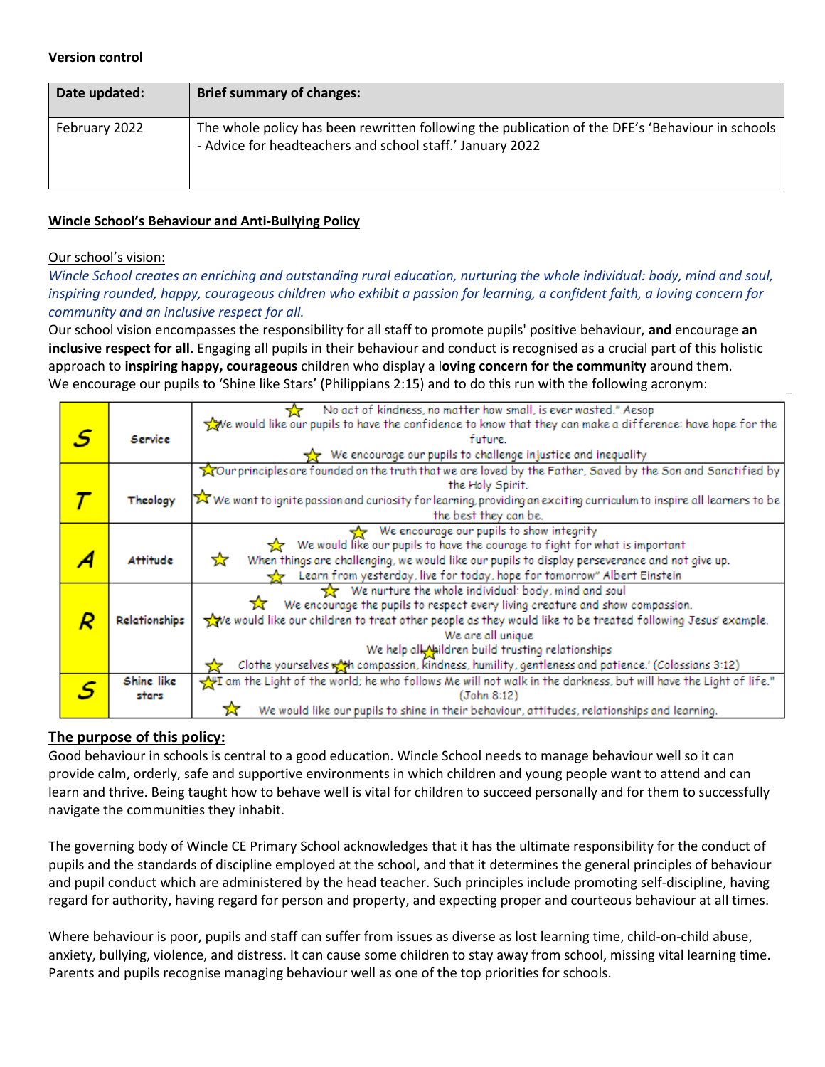**Version control**

| Date updated: | Brief summary of changes: |
|---|---|
| February 2022 | The whole policy has been rewritten following the publication of the DFE's 'Behaviour in schools - Advice for headteachers and school staff.' January 2022 |

**Wincle School's Behaviour and Anti-Bullying Policy**

Our school's vision:

*Wincle School creates an enriching and outstanding rural education, nurturing the whole individual: body, mind and soul, inspiring rounded, happy, courageous children who exhibit a passion for learning, a confident faith, a loving concern for community and an inclusive respect for all.*

Our school vision encompasses the responsibility for all staff to promote pupils' positive behaviour, **and** encourage **an inclusive respect for all**. Engaging all pupils in their behaviour and conduct is recognised as a crucial part of this holistic approach to **inspiring happy, courageous** children who display a l**oving concern for the community** around them.

We encourage our pupils to 'Shine like Stars' (Philippians 2:15) and to do this run with the following acronym:

| | | |
|---|---|---|
| S | Service | ☆ No act of kindness, no matter how small, is ever wasted." Aesop<br>☆ We would like our pupils to have the confidence to know that they can make a difference: have hope for the future.<br>☆ We encourage our pupils to challenge injustice and inequality |
| T | Theology | ☆ Our principles are founded on the truth that we are loved by the Father, Saved by the Son and Sanctified by the Holy Spirit.<br>☆ We want to ignite passion and curiosity for learning, providing an exciting curriculum to inspire all learners to be the best they can be. |
| A | Attitude | ☆ We encourage our pupils to show integrity<br>☆ We would like our pupils to have the courage to fight for what is important<br>☆ When things are challenging, we would like our pupils to display perseverance and not give up.<br>☆ Learn from yesterday, live for today, hope for tomorrow" Albert Einstein |
| R | Relationships | ☆ We nurture the whole individual: body, mind and soul<br>☆ We encourage the pupils to respect every living creature and show compassion.<br>☆ We would like our children to treat other people as they would like to be treated following Jesus' example.<br>We are all unique<br>We help all children build trusting relationships<br>☆ Clothe yourselves with compassion, kindness, humility, gentleness and patience.' (Colossians 3:12) |
| S | Shine like stars | ☆ I am the Light of the world; he who follows Me will not walk in the darkness, but will have the Light of life." (John 8:12)<br>☆ We would like our pupils to shine in their behaviour, attitudes, relationships and learning. |

## The purpose of this policy:

Good behaviour in schools is central to a good education. Wincle School needs to manage behaviour well so it can provide calm, orderly, safe and supportive environments in which children and young people want to attend and can learn and thrive. Being taught how to behave well is vital for children to succeed personally and for them to successfully navigate the communities they inhabit.

The governing body of Wincle CE Primary School acknowledges that it has the ultimate responsibility for the conduct of pupils and the standards of discipline employed at the school, and that it determines the general principles of behaviour and pupil conduct which are administered by the head teacher. Such principles include promoting self-discipline, having regard for authority, having regard for person and property, and expecting proper and courteous behaviour at all times.

Where behaviour is poor, pupils and staff can suffer from issues as diverse as lost learning time, child-on-child abuse, anxiety, bullying, violence, and distress. It can cause some children to stay away from school, missing vital learning time. Parents and pupils recognise managing behaviour well as one of the top priorities for schools.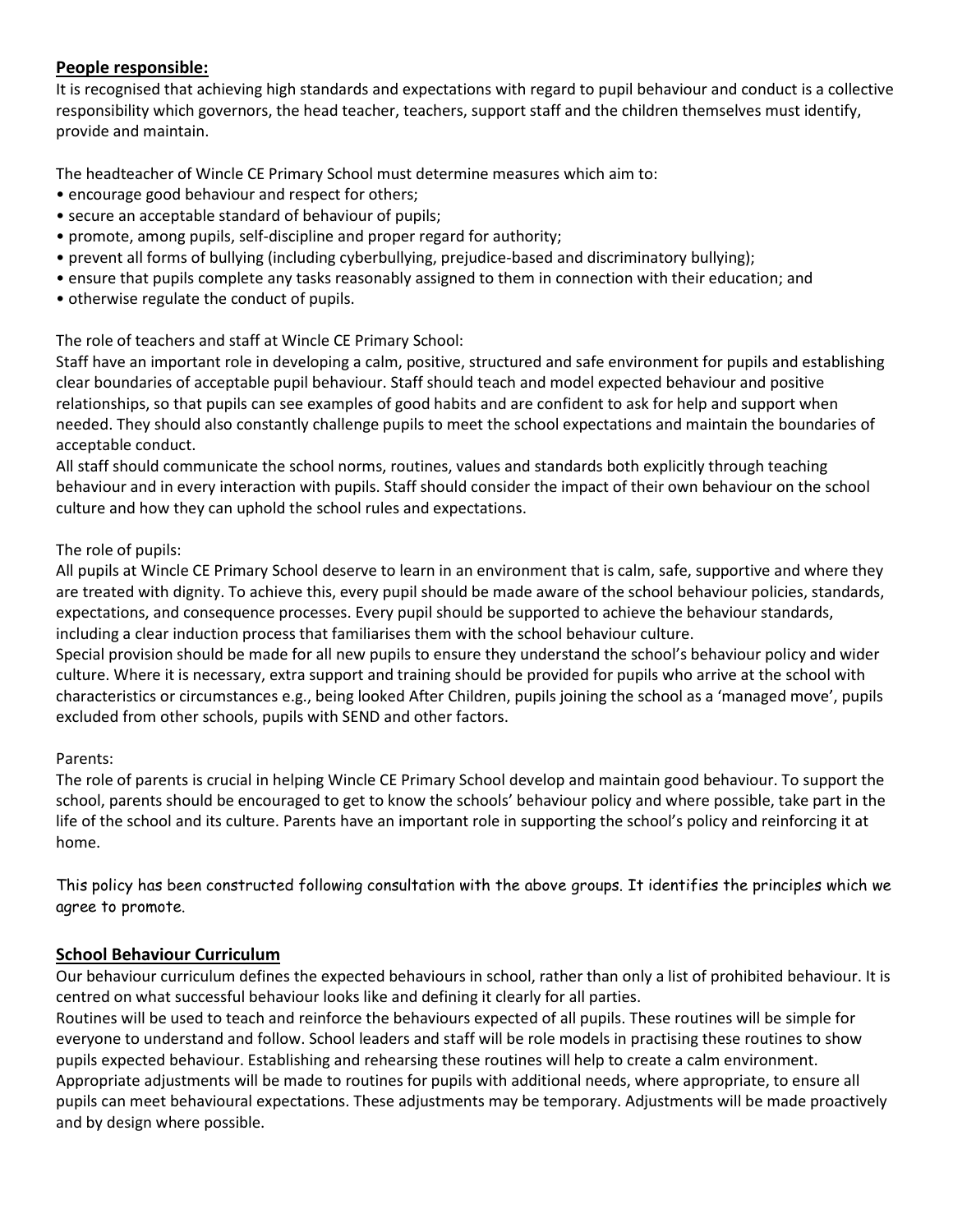## People responsible:

It is recognised that achieving high standards and expectations with regard to pupil behaviour and conduct is a collective responsibility which governors, the head teacher, teachers, support staff and the children themselves must identify, provide and maintain.

The headteacher of Wincle CE Primary School must determine measures which aim to:

- encourage good behaviour and respect for others;
- secure an acceptable standard of behaviour of pupils;
- promote, among pupils, self-discipline and proper regard for authority;
- prevent all forms of bullying (including cyberbullying, prejudice-based and discriminatory bullying);
- ensure that pupils complete any tasks reasonably assigned to them in connection with their education; and
- otherwise regulate the conduct of pupils.

The role of teachers and staff at Wincle CE Primary School:

Staff have an important role in developing a calm, positive, structured and safe environment for pupils and establishing clear boundaries of acceptable pupil behaviour. Staff should teach and model expected behaviour and positive relationships, so that pupils can see examples of good habits and are confident to ask for help and support when needed. They should also constantly challenge pupils to meet the school expectations and maintain the boundaries of acceptable conduct.

All staff should communicate the school norms, routines, values and standards both explicitly through teaching behaviour and in every interaction with pupils. Staff should consider the impact of their own behaviour on the school culture and how they can uphold the school rules and expectations.

The role of pupils:

All pupils at Wincle CE Primary School deserve to learn in an environment that is calm, safe, supportive and where they are treated with dignity. To achieve this, every pupil should be made aware of the school behaviour policies, standards, expectations, and consequence processes. Every pupil should be supported to achieve the behaviour standards, including a clear induction process that familiarises them with the school behaviour culture.

Special provision should be made for all new pupils to ensure they understand the school's behaviour policy and wider culture. Where it is necessary, extra support and training should be provided for pupils who arrive at the school with characteristics or circumstances e.g., being looked After Children, pupils joining the school as a 'managed move', pupils excluded from other schools, pupils with SEND and other factors.

Parents:

The role of parents is crucial in helping Wincle CE Primary School develop and maintain good behaviour. To support the school, parents should be encouraged to get to know the schools' behaviour policy and where possible, take part in the life of the school and its culture. Parents have an important role in supporting the school's policy and reinforcing it at home.

This policy has been constructed following consultation with the above groups. It identifies the principles which we agree to promote.

## School Behaviour Curriculum

Our behaviour curriculum defines the expected behaviours in school, rather than only a list of prohibited behaviour. It is centred on what successful behaviour looks like and defining it clearly for all parties.

Routines will be used to teach and reinforce the behaviours expected of all pupils. These routines will be simple for everyone to understand and follow. School leaders and staff will be role models in practising these routines to show pupils expected behaviour. Establishing and rehearsing these routines will help to create a calm environment.

Appropriate adjustments will be made to routines for pupils with additional needs, where appropriate, to ensure all pupils can meet behavioural expectations. These adjustments may be temporary. Adjustments will be made proactively and by design where possible.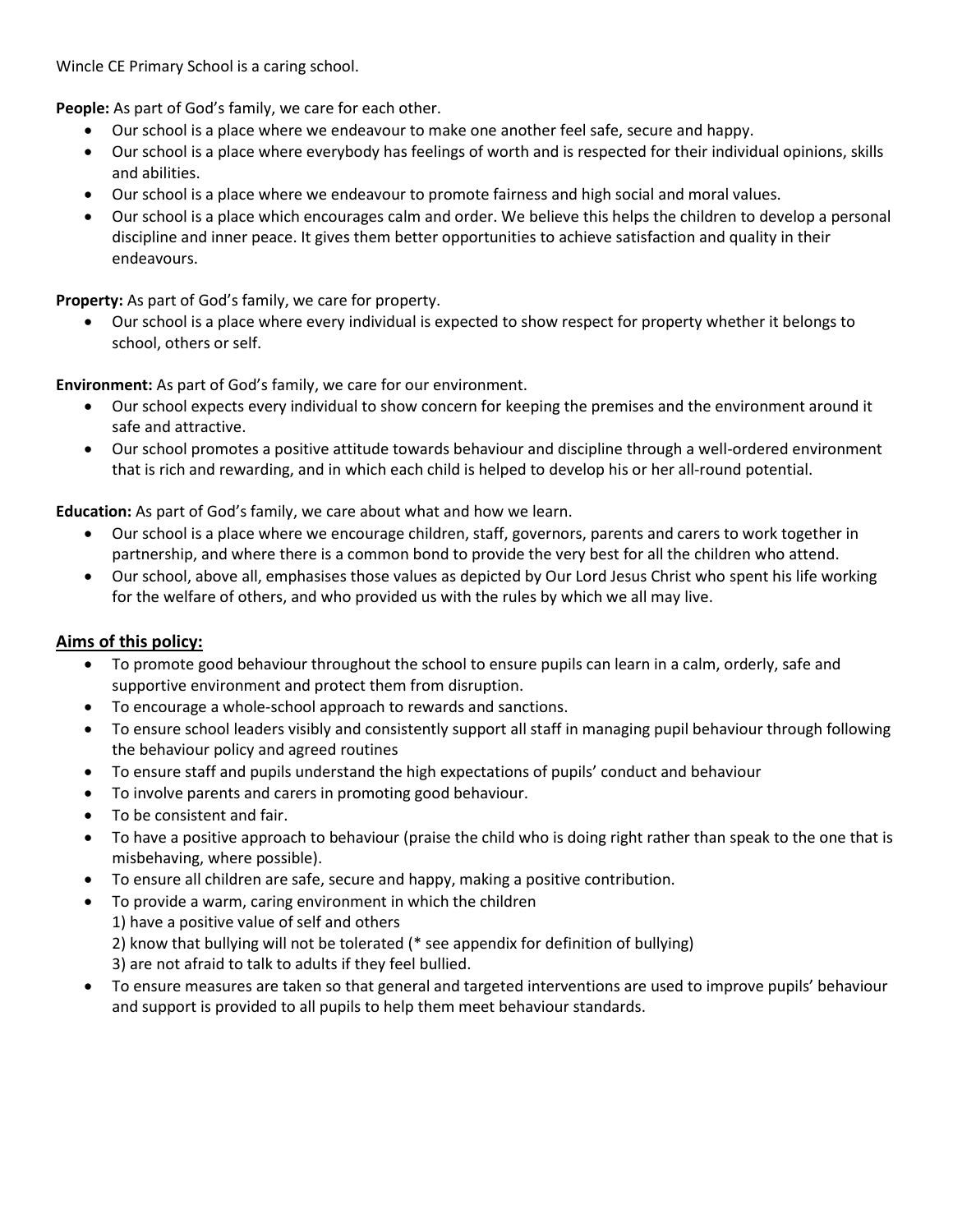Wincle CE Primary School is a caring school.

**People:** As part of God's family, we care for each other.

- Our school is a place where we endeavour to make one another feel safe, secure and happy.
- Our school is a place where everybody has feelings of worth and is respected for their individual opinions, skills and abilities.
- Our school is a place where we endeavour to promote fairness and high social and moral values.
- Our school is a place which encourages calm and order. We believe this helps the children to develop a personal discipline and inner peace. It gives them better opportunities to achieve satisfaction and quality in their endeavours.

**Property:** As part of God's family, we care for property.

- Our school is a place where every individual is expected to show respect for property whether it belongs to school, others or self.

**Environment:** As part of God's family, we care for our environment.

- Our school expects every individual to show concern for keeping the premises and the environment around it safe and attractive.
- Our school promotes a positive attitude towards behaviour and discipline through a well-ordered environment that is rich and rewarding, and in which each child is helped to develop his or her all-round potential.

**Education:** As part of God's family, we care about what and how we learn.

- Our school is a place where we encourage children, staff, governors, parents and carers to work together in partnership, and where there is a common bond to provide the very best for all the children who attend.
- Our school, above all, emphasises those values as depicted by Our Lord Jesus Christ who spent his life working for the welfare of others, and who provided us with the rules by which we all may live.

## Aims of this policy:

- To promote good behaviour throughout the school to ensure pupils can learn in a calm, orderly, safe and supportive environment and protect them from disruption.
- To encourage a whole-school approach to rewards and sanctions.
- To ensure school leaders visibly and consistently support all staff in managing pupil behaviour through following the behaviour policy and agreed routines
- To ensure staff and pupils understand the high expectations of pupils' conduct and behaviour
- To involve parents and carers in promoting good behaviour.
- To be consistent and fair.
- To have a positive approach to behaviour (praise the child who is doing right rather than speak to the one that is misbehaving, where possible).
- To ensure all children are safe, secure and happy, making a positive contribution.
- To provide a warm, caring environment in which the children
  1) have a positive value of self and others
  2) know that bullying will not be tolerated (* see appendix for definition of bullying)
  3) are not afraid to talk to adults if they feel bullied.
- To ensure measures are taken so that general and targeted interventions are used to improve pupils' behaviour and support is provided to all pupils to help them meet behaviour standards.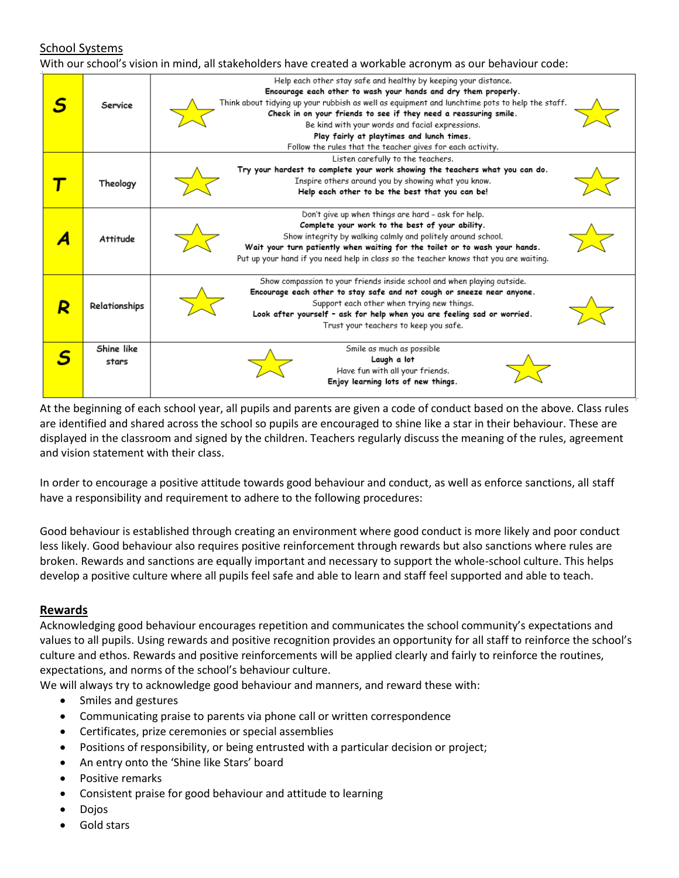School Systems

With our school's vision in mind, all stakeholders have created a workable acronym as our behaviour code:

| | | |
|---|---|---|
| **S** | Service | Help each other stay safe and healthy by keeping your distance.<br>**Encourage each other to wash your hands and dry them properly.**<br>Think about tidying up your rubbish as well as equipment and lunchtime pots to help the staff.<br>**Check in on your friends to see if they need a reassuring smile.**<br>Be kind with your words and facial expressions.<br>**Play fairly at playtimes and lunch times.**<br>Follow the rules that the teacher gives for each activity. |
| **T** | Theology | Listen carefully to the teachers.<br>**Try your hardest to complete your work showing the teachers what you can do.**<br>Inspire others around you by showing what you know.<br>**Help each other to be the best that you can be!** |
| **A** | Attitude | Don't give up when things are hard – ask for help.<br>**Complete your work to the best of your ability.**<br>Show integrity by walking calmly and politely around school.<br>**Wait your turn patiently when waiting for the toilet or to wash your hands.**<br>Put up your hand if you need help in class so the teacher knows that you are waiting. |
| **R** | Relationships | Show compassion to your friends inside school and when playing outside.<br>**Encourage each other to stay safe and not cough or sneeze near anyone.**<br>Support each other when trying new things.<br>**Look after yourself – ask for help when you are feeling sad or worried.**<br>Trust your teachers to keep you safe. |
| **S** | Shine like stars | Smile as much as possible<br>**Laugh a lot**<br>Have fun with all your friends.<br>**Enjoy learning lots of new things.** |

At the beginning of each school year, all pupils and parents are given a code of conduct based on the above. Class rules are identified and shared across the school so pupils are encouraged to shine like a star in their behaviour. These are displayed in the classroom and signed by the children. Teachers regularly discuss the meaning of the rules, agreement and vision statement with their class.

In order to encourage a positive attitude towards good behaviour and conduct, as well as enforce sanctions, all staff have a responsibility and requirement to adhere to the following procedures:

Good behaviour is established through creating an environment where good conduct is more likely and poor conduct less likely. Good behaviour also requires positive reinforcement through rewards but also sanctions where rules are broken. Rewards and sanctions are equally important and necessary to support the whole-school culture. This helps develop a positive culture where all pupils feel safe and able to learn and staff feel supported and able to teach.

## Rewards

Acknowledging good behaviour encourages repetition and communicates the school community's expectations and values to all pupils. Using rewards and positive recognition provides an opportunity for all staff to reinforce the school's culture and ethos. Rewards and positive reinforcements will be applied clearly and fairly to reinforce the routines, expectations, and norms of the school's behaviour culture.

We will always try to acknowledge good behaviour and manners, and reward these with:

- Smiles and gestures
- Communicating praise to parents via phone call or written correspondence
- Certificates, prize ceremonies or special assemblies
- Positions of responsibility, or being entrusted with a particular decision or project;
- An entry onto the 'Shine like Stars' board
- Positive remarks
- Consistent praise for good behaviour and attitude to learning
- Dojos
- Gold stars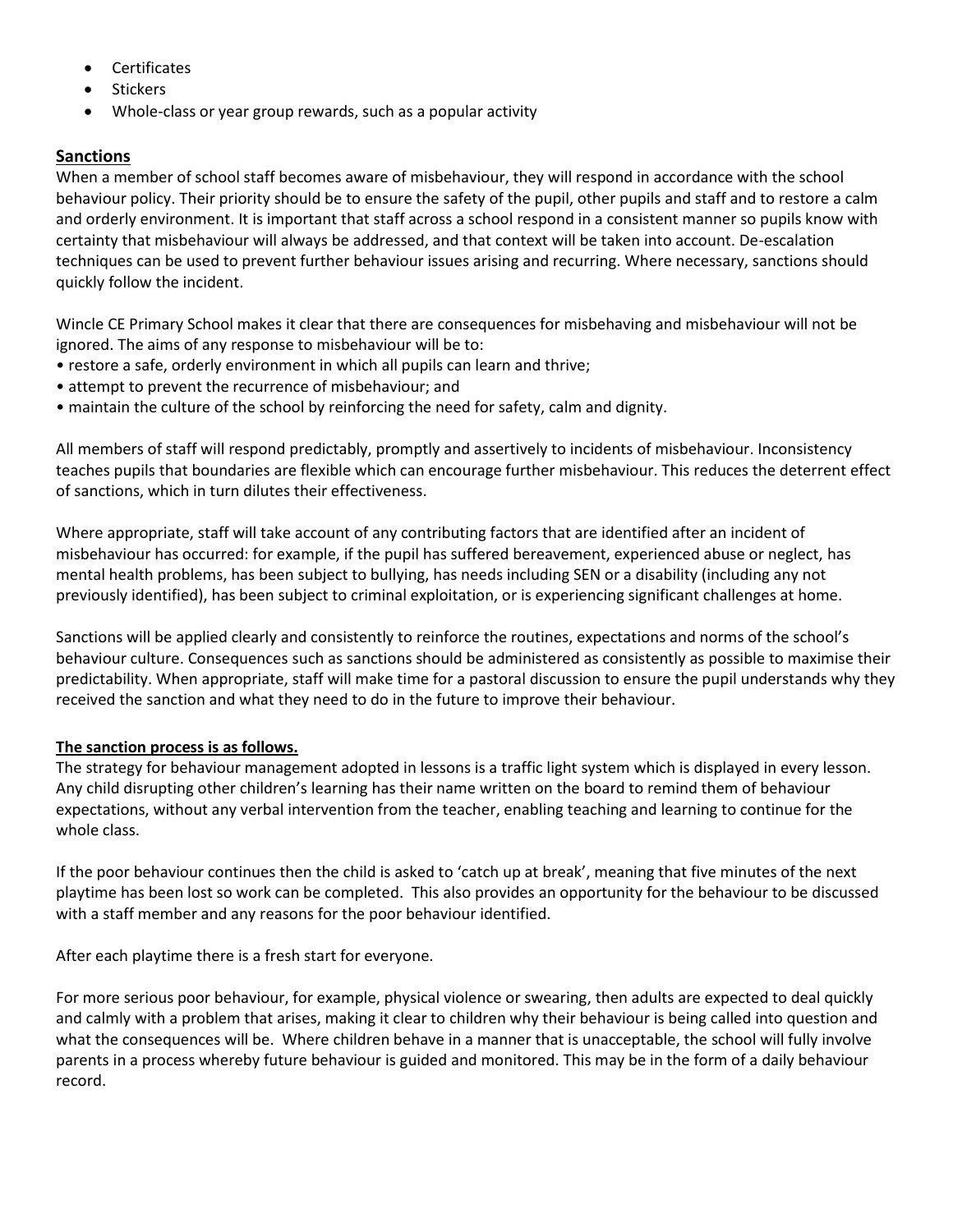- Certificates
- Stickers
- Whole-class or year group rewards, such as a popular activity

## Sanctions

When a member of school staff becomes aware of misbehaviour, they will respond in accordance with the school behaviour policy. Their priority should be to ensure the safety of the pupil, other pupils and staff and to restore a calm and orderly environment. It is important that staff across a school respond in a consistent manner so pupils know with certainty that misbehaviour will always be addressed, and that context will be taken into account. De-escalation techniques can be used to prevent further behaviour issues arising and recurring. Where necessary, sanctions should quickly follow the incident.

Wincle CE Primary School makes it clear that there are consequences for misbehaving and misbehaviour will not be ignored. The aims of any response to misbehaviour will be to:

- restore a safe, orderly environment in which all pupils can learn and thrive;
- attempt to prevent the recurrence of misbehaviour; and
- maintain the culture of the school by reinforcing the need for safety, calm and dignity.

All members of staff will respond predictably, promptly and assertively to incidents of misbehaviour. Inconsistency teaches pupils that boundaries are flexible which can encourage further misbehaviour. This reduces the deterrent effect of sanctions, which in turn dilutes their effectiveness.

Where appropriate, staff will take account of any contributing factors that are identified after an incident of misbehaviour has occurred: for example, if the pupil has suffered bereavement, experienced abuse or neglect, has mental health problems, has been subject to bullying, has needs including SEN or a disability (including any not previously identified), has been subject to criminal exploitation, or is experiencing significant challenges at home.

Sanctions will be applied clearly and consistently to reinforce the routines, expectations and norms of the school's behaviour culture. Consequences such as sanctions should be administered as consistently as possible to maximise their predictability. When appropriate, staff will make time for a pastoral discussion to ensure the pupil understands why they received the sanction and what they need to do in the future to improve their behaviour.

### The sanction process is as follows.

The strategy for behaviour management adopted in lessons is a traffic light system which is displayed in every lesson. Any child disrupting other children's learning has their name written on the board to remind them of behaviour expectations, without any verbal intervention from the teacher, enabling teaching and learning to continue for the whole class.

If the poor behaviour continues then the child is asked to 'catch up at break', meaning that five minutes of the next playtime has been lost so work can be completed. This also provides an opportunity for the behaviour to be discussed with a staff member and any reasons for the poor behaviour identified.

After each playtime there is a fresh start for everyone.

For more serious poor behaviour, for example, physical violence or swearing, then adults are expected to deal quickly and calmly with a problem that arises, making it clear to children why their behaviour is being called into question and what the consequences will be. Where children behave in a manner that is unacceptable, the school will fully involve parents in a process whereby future behaviour is guided and monitored. This may be in the form of a daily behaviour record.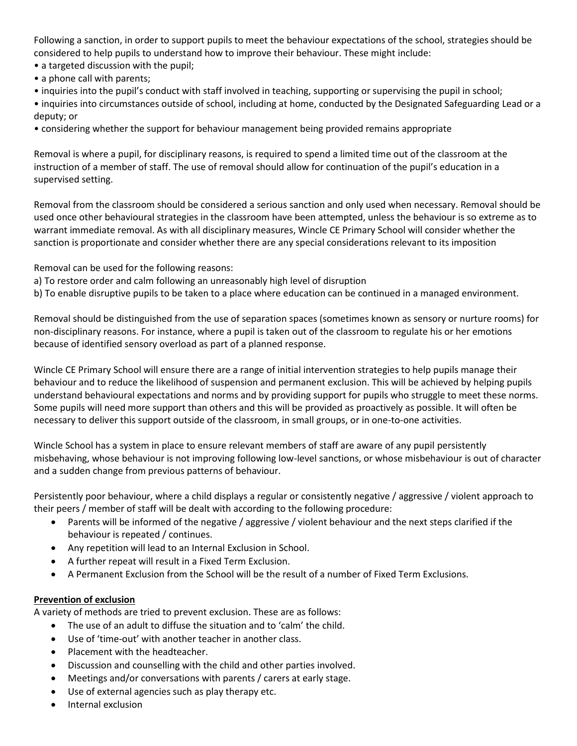Following a sanction, in order to support pupils to meet the behaviour expectations of the school, strategies should be considered to help pupils to understand how to improve their behaviour. These might include:

- a targeted discussion with the pupil;
- a phone call with parents;
- inquiries into the pupil's conduct with staff involved in teaching, supporting or supervising the pupil in school;
- inquiries into circumstances outside of school, including at home, conducted by the Designated Safeguarding Lead or a deputy; or
- considering whether the support for behaviour management being provided remains appropriate

Removal is where a pupil, for disciplinary reasons, is required to spend a limited time out of the classroom at the instruction of a member of staff. The use of removal should allow for continuation of the pupil's education in a supervised setting.

Removal from the classroom should be considered a serious sanction and only used when necessary. Removal should be used once other behavioural strategies in the classroom have been attempted, unless the behaviour is so extreme as to warrant immediate removal. As with all disciplinary measures, Wincle CE Primary School will consider whether the sanction is proportionate and consider whether there are any special considerations relevant to its imposition

Removal can be used for the following reasons:

a) To restore order and calm following an unreasonably high level of disruption
b) To enable disruptive pupils to be taken to a place where education can be continued in a managed environment.

Removal should be distinguished from the use of separation spaces (sometimes known as sensory or nurture rooms) for non-disciplinary reasons. For instance, where a pupil is taken out of the classroom to regulate his or her emotions because of identified sensory overload as part of a planned response.

Wincle CE Primary School will ensure there are a range of initial intervention strategies to help pupils manage their behaviour and to reduce the likelihood of suspension and permanent exclusion. This will be achieved by helping pupils understand behavioural expectations and norms and by providing support for pupils who struggle to meet these norms. Some pupils will need more support than others and this will be provided as proactively as possible. It will often be necessary to deliver this support outside of the classroom, in small groups, or in one-to-one activities.

Wincle School has a system in place to ensure relevant members of staff are aware of any pupil persistently misbehaving, whose behaviour is not improving following low-level sanctions, or whose misbehaviour is out of character and a sudden change from previous patterns of behaviour.

Persistently poor behaviour, where a child displays a regular or consistently negative / aggressive / violent approach to their peers / member of staff will be dealt with according to the following procedure:

- Parents will be informed of the negative / aggressive / violent behaviour and the next steps clarified if the behaviour is repeated / continues.
- Any repetition will lead to an Internal Exclusion in School.
- A further repeat will result in a Fixed Term Exclusion.
- A Permanent Exclusion from the School will be the result of a number of Fixed Term Exclusions.

**<u>Prevention of exclusion</u>**

A variety of methods are tried to prevent exclusion. These are as follows:

- The use of an adult to diffuse the situation and to 'calm' the child.
- Use of 'time-out' with another teacher in another class.
- Placement with the headteacher.
- Discussion and counselling with the child and other parties involved.
- Meetings and/or conversations with parents / carers at early stage.
- Use of external agencies such as play therapy etc.
- Internal exclusion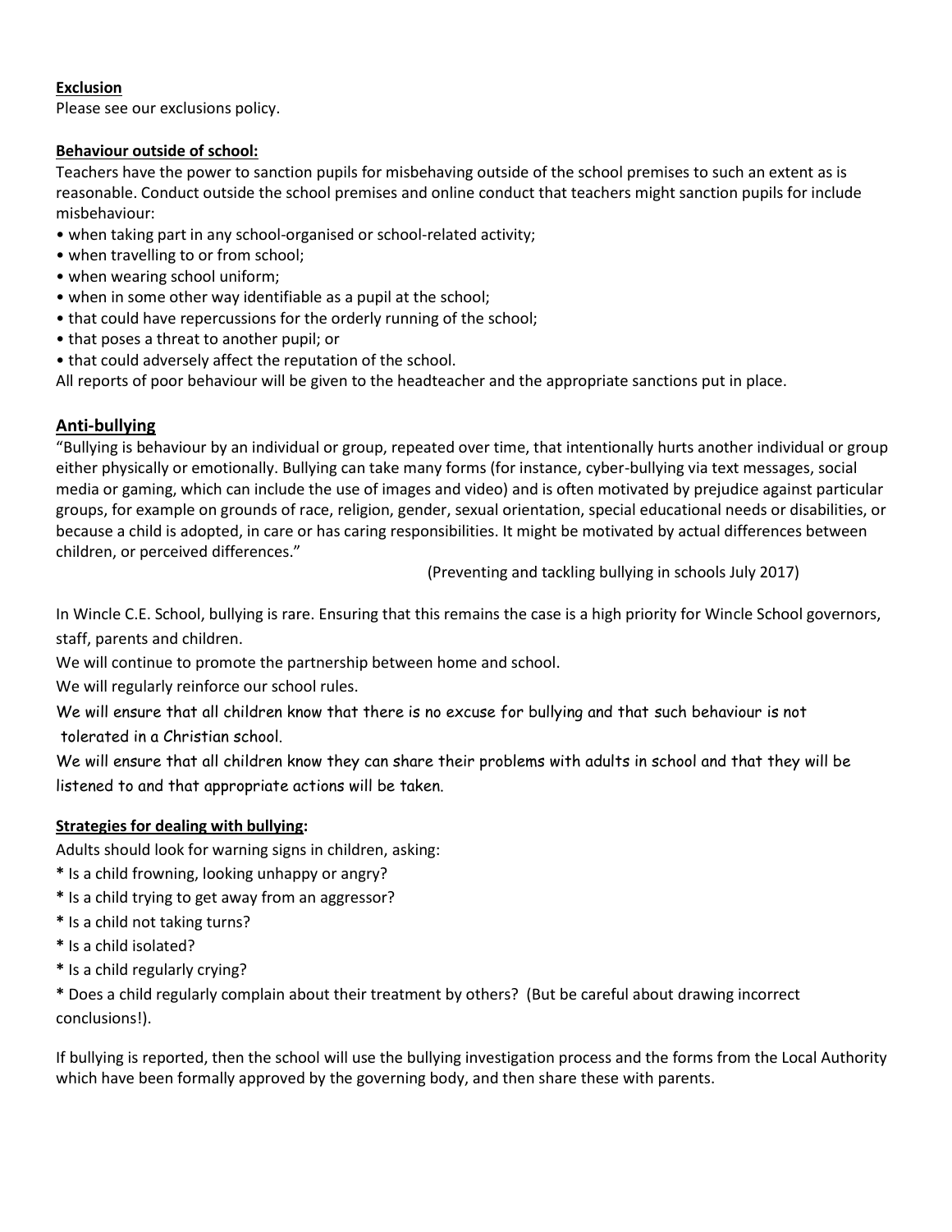**Exclusion**

Please see our exclusions policy.

**Behaviour outside of school:**

Teachers have the power to sanction pupils for misbehaving outside of the school premises to such an extent as is reasonable. Conduct outside the school premises and online conduct that teachers might sanction pupils for include misbehaviour:

- when taking part in any school-organised or school-related activity;
- when travelling to or from school;
- when wearing school uniform;
- when in some other way identifiable as a pupil at the school;
- that could have repercussions for the orderly running of the school;
- that poses a threat to another pupil; or
- that could adversely affect the reputation of the school.

All reports of poor behaviour will be given to the headteacher and the appropriate sanctions put in place.

## Anti-bullying

"Bullying is behaviour by an individual or group, repeated over time, that intentionally hurts another individual or group either physically or emotionally. Bullying can take many forms (for instance, cyber-bullying via text messages, social media or gaming, which can include the use of images and video) and is often motivated by prejudice against particular groups, for example on grounds of race, religion, gender, sexual orientation, special educational needs or disabilities, or because a child is adopted, in care or has caring responsibilities. It might be motivated by actual differences between children, or perceived differences."

(Preventing and tackling bullying in schools July 2017)

In Wincle C.E. School, bullying is rare. Ensuring that this remains the case is a high priority for Wincle School governors, staff, parents and children.

We will continue to promote the partnership between home and school.

We will regularly reinforce our school rules.

We will ensure that all children know that there is no excuse for bullying and that such behaviour is not tolerated in a Christian school.

We will ensure that all children know they can share their problems with adults in school and that they will be listened to and that appropriate actions will be taken.

**Strategies for dealing with bullying:**

Adults should look for warning signs in children, asking:

* Is a child frowning, looking unhappy or angry?
* Is a child trying to get away from an aggressor?
* Is a child not taking turns?
* Is a child isolated?
* Is a child regularly crying?
* Does a child regularly complain about their treatment by others? (But be careful about drawing incorrect conclusions!).

If bullying is reported, then the school will use the bullying investigation process and the forms from the Local Authority which have been formally approved by the governing body, and then share these with parents.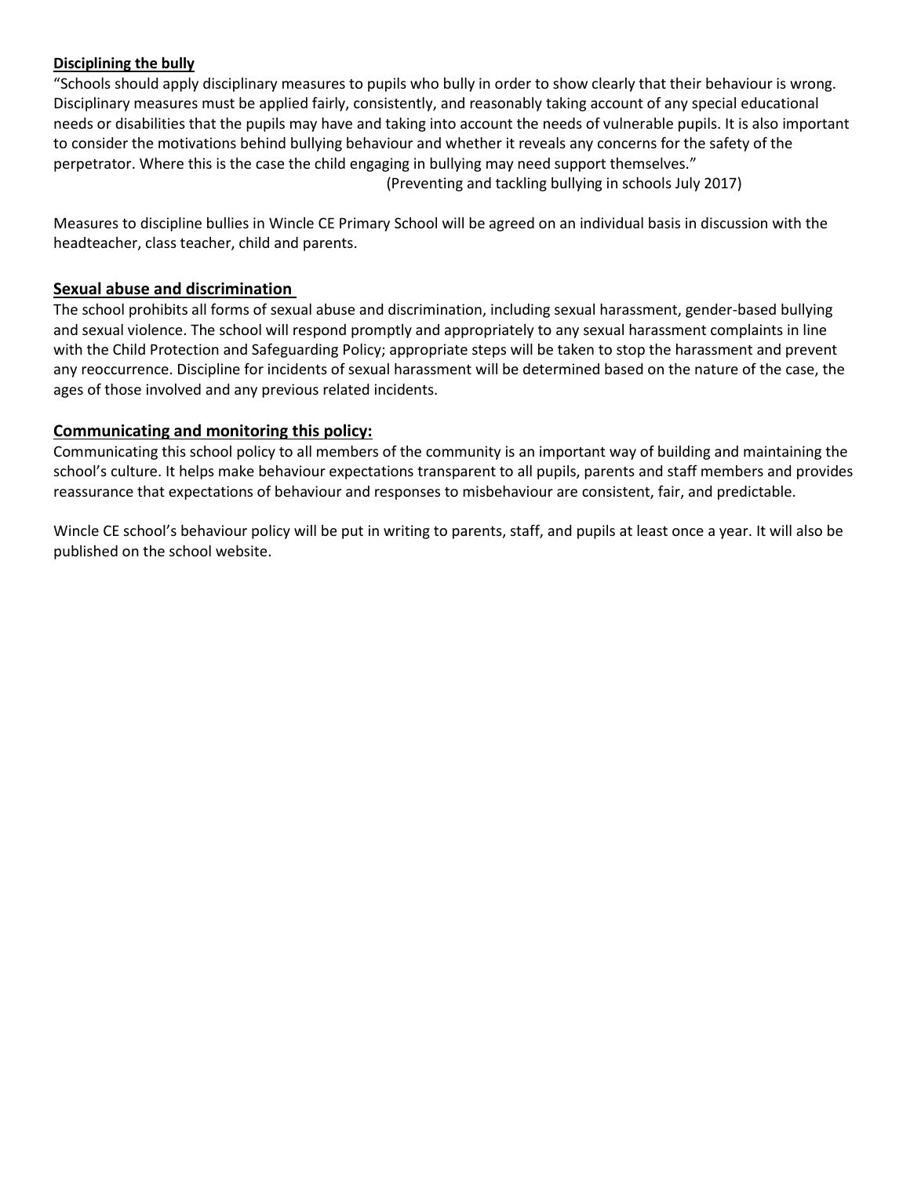### Disciplining the bully

"Schools should apply disciplinary measures to pupils who bully in order to show clearly that their behaviour is wrong. Disciplinary measures must be applied fairly, consistently, and reasonably taking account of any special educational needs or disabilities that the pupils may have and taking into account the needs of vulnerable pupils. It is also important to consider the motivations behind bullying behaviour and whether it reveals any concerns for the safety of the perpetrator. Where this is the case the child engaging in bullying may need support themselves."

(Preventing and tackling bullying in schools July 2017)

Measures to discipline bullies in Wincle CE Primary School will be agreed on an individual basis in discussion with the headteacher, class teacher, child and parents.

## Sexual abuse and discrimination

The school prohibits all forms of sexual abuse and discrimination, including sexual harassment, gender-based bullying and sexual violence. The school will respond promptly and appropriately to any sexual harassment complaints in line with the Child Protection and Safeguarding Policy; appropriate steps will be taken to stop the harassment and prevent any reoccurrence. Discipline for incidents of sexual harassment will be determined based on the nature of the case, the ages of those involved and any previous related incidents.

## Communicating and monitoring this policy:

Communicating this school policy to all members of the community is an important way of building and maintaining the school's culture. It helps make behaviour expectations transparent to all pupils, parents and staff members and provides reassurance that expectations of behaviour and responses to misbehaviour are consistent, fair, and predictable.

Wincle CE school's behaviour policy will be put in writing to parents, staff, and pupils at least once a year. It will also be published on the school website.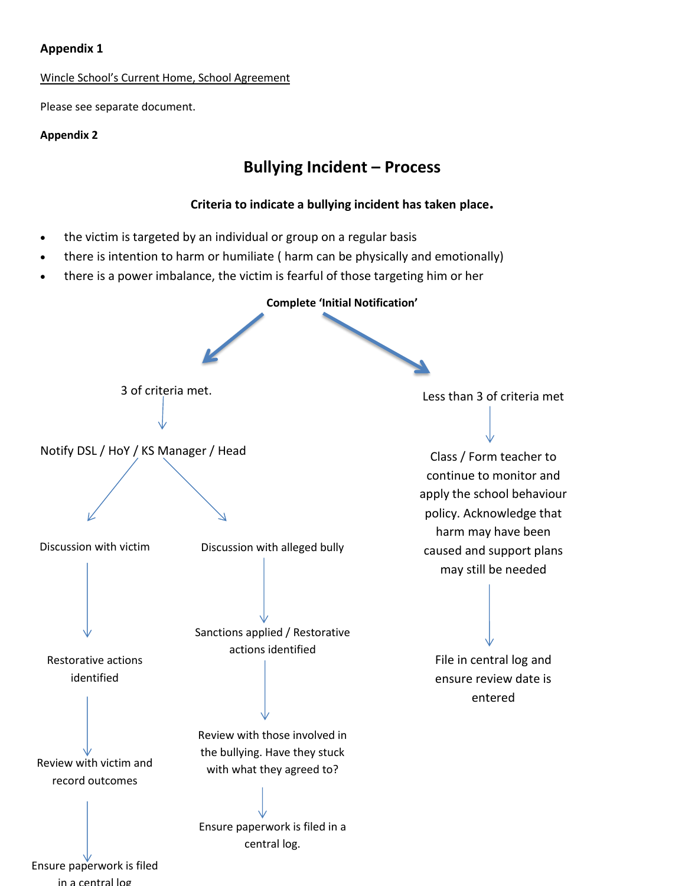**Appendix 1**

Wincle School's Current Home, School Agreement

Please see separate document.

**Appendix 2**

## Bullying Incident – Process

**Criteria to indicate a bullying incident has taken place.**

- the victim is targeted by an individual or group on a regular basis
- there is intention to harm or humiliate ( harm can be physically and emotionally)
- there is a power imbalance, the victim is fearful of those targeting him or her

**Complete 'Initial Notification'**

3 of criteria met.

Notify DSL / HoY / KS Manager / Head

Discussion with victim

Restorative actions identified

Review with victim and record outcomes

Ensure paperwork is filed in a central log

Discussion with alleged bully

Sanctions applied / Restorative actions identified

Review with those involved in the bullying. Have they stuck with what they agreed to?

Ensure paperwork is filed in a central log.

Less than 3 of criteria met

Class / Form teacher to continue to monitor and apply the school behaviour policy. Acknowledge that harm may have been caused and support plans may still be needed

File in central log and ensure review date is entered